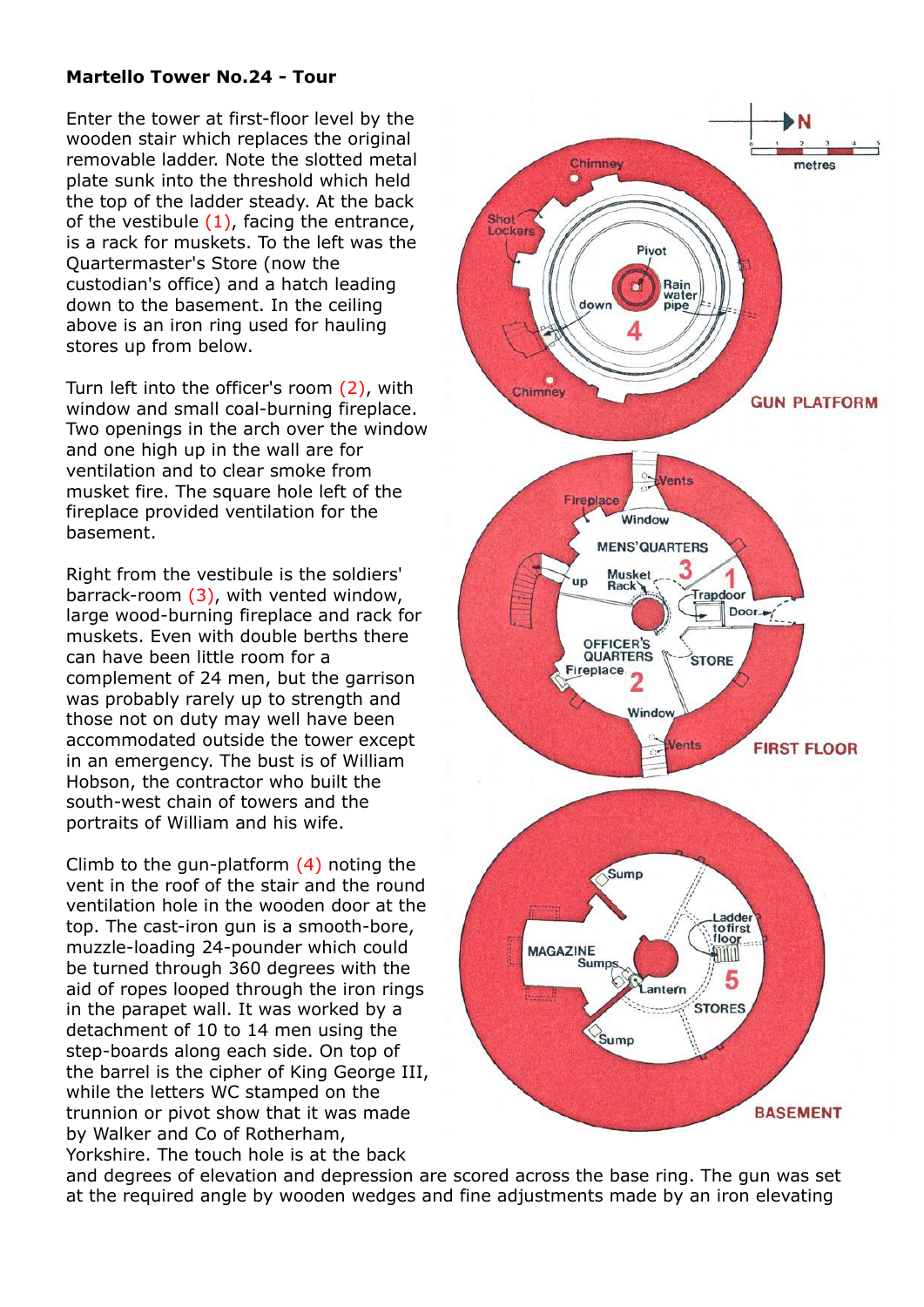**Martello Tower No.24 - Tour**

Enter the tower at first-floor level by the wooden stair which replaces the original removable ladder. Note the slotted metal plate sunk into the threshold which held the top of the ladder steady. At the back of the vestibule (1), facing the entrance, is a rack for muskets. To the left was the Quartermaster's Store (now the custodian's office) and a hatch leading down to the basement. In the ceiling above is an iron ring used for hauling stores up from below.

Turn left into the officer's room (2), with window and small coal-burning fireplace. Two openings in the arch over the window and one high up in the wall are for ventilation and to clear smoke from musket fire. The square hole left of the fireplace provided ventilation for the basement.

Right from the vestibule is the soldiers' barrack-room (3), with vented window, large wood-burning fireplace and rack for muskets. Even with double berths there can have been little room for a complement of 24 men, but the garrison was probably rarely up to strength and those not on duty may well have been accommodated outside the tower except in an emergency. The bust is of William Hobson, the contractor who built the south-west chain of towers and the portraits of William and his wife.

Climb to the gun-platform (4) noting the vent in the roof of the stair and the round ventilation hole in the wooden door at the top. The cast-iron gun is a smooth-bore, muzzle-loading 24-pounder which could be turned through 360 degrees with the aid of ropes looped through the iron rings in the parapet wall. It was worked by a detachment of 10 to 14 men using the step-boards along each side. On top of the barrel is the cipher of King George III, while the letters WC stamped on the trunnion or pivot show that it was made by Walker and Co of Rotherham, Yorkshire. The touch hole is at the back and degrees of elevation and depression are scored across the base ring. The gun was set at the required angle by wooden wedges and fine adjustments made by an iron elevating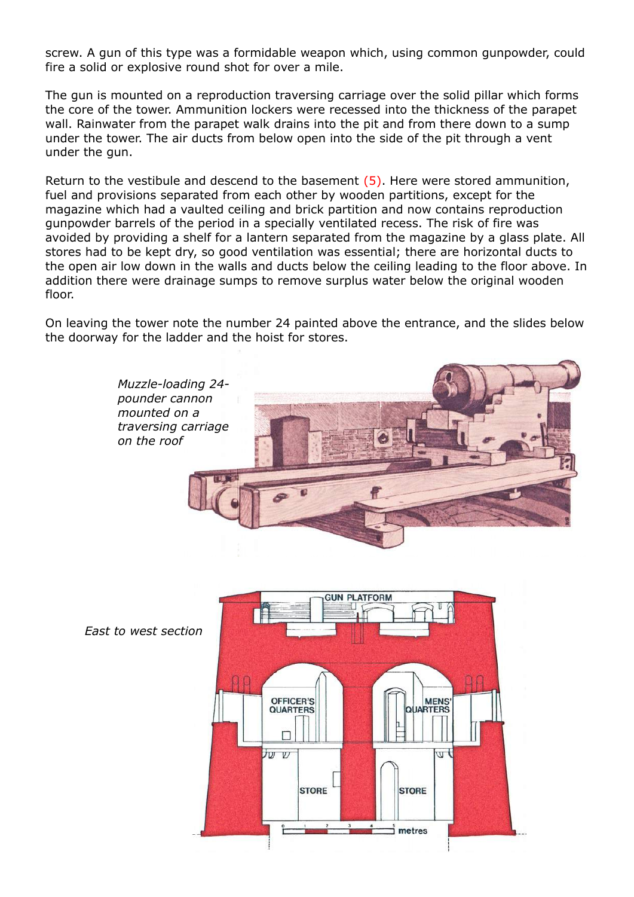screw. A gun of this type was a formidable weapon which, using common gunpowder, could fire a solid or explosive round shot for over a mile.

The gun is mounted on a reproduction traversing carriage over the solid pillar which forms the core of the tower. Ammunition lockers were recessed into the thickness of the parapet wall. Rainwater from the parapet walk drains into the pit and from there down to a sump under the tower. The air ducts from below open into the side of the pit through a vent under the gun.

Return to the vestibule and descend to the basement (5). Here were stored ammunition, fuel and provisions separated from each other by wooden partitions, except for the magazine which had a vaulted ceiling and brick partition and now contains reproduction gunpowder barrels of the period in a specially ventilated recess. The risk of fire was avoided by providing a shelf for a lantern separated from the magazine by a glass plate. All stores had to be kept dry, so good ventilation was essential; there are horizontal ducts to the open air low down in the walls and ducts below the ceiling leading to the floor above. In addition there were drainage sumps to remove surplus water below the original wooden floor.

On leaving the tower note the number 24 painted above the entrance, and the slides below the doorway for the ladder and the hoist for stores.

*Muzzle-loading 24-pounder cannon mounted on a traversing carriage on the roof*

*East to west section*

GUN PLATFORM

OFFICER'S QUARTERS

MENS' QUARTERS

STORE

STORE

0 1 2 3 4 5 metres